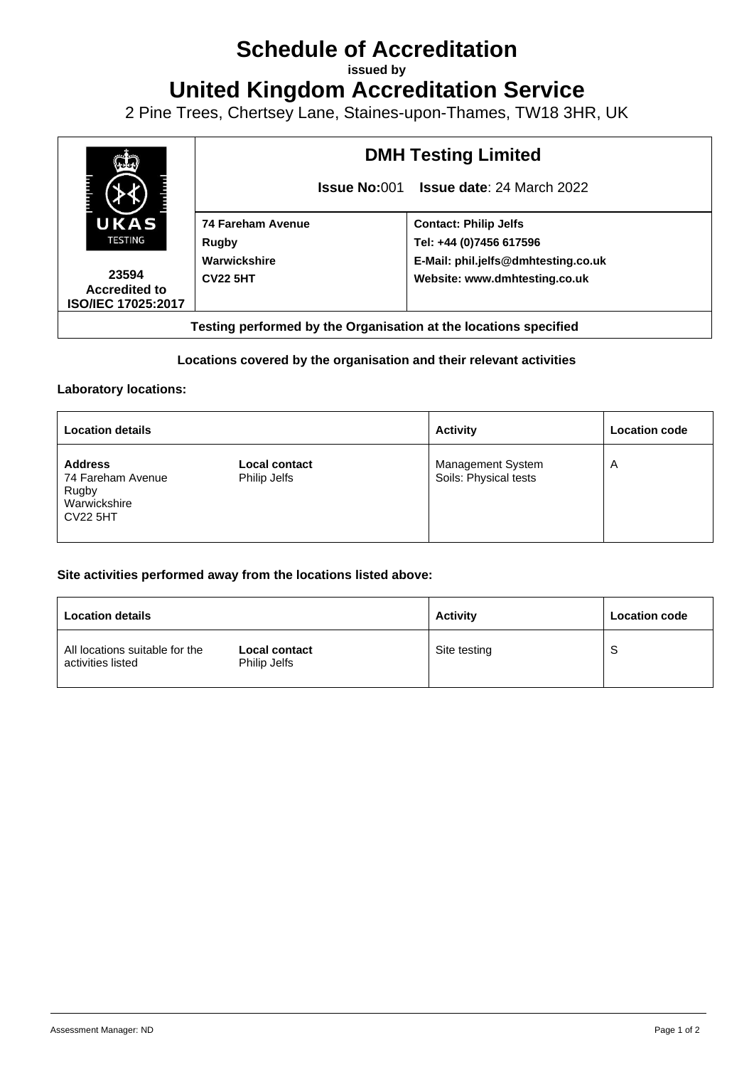# Schedule of Accreditation

**issued by**

# United Kingdom Accreditation Service

2 Pine Trees, Chertsey Lane, Staines-upon-Thames, TW18 3HR, UK

| UKAS TESTING<br>**23594**<br>**Accredited to ISO/IEC 17025:2017** | **DMH Testing Limited**<br>**Issue No:**001 **Issue date**: 24 March 2022 | |
|---|---|---|
| | **74 Fareham Avenue**<br>**Rugby**<br>**Warwickshire**<br>**CV22 5HT** | **Contact: Philip Jelfs**<br>**Tel: +44 (0)7456 617596**<br>**E-Mail: phil.jelfs@dmhtesting.co.uk**<br>**Website: www.dmhtesting.co.uk** |
| **Testing performed by the Organisation at the locations specified** | | |

**Locations covered by the organisation and their relevant activities**

**Laboratory locations:**

| Location details | | Activity | Location code |
|---|---|---|---|
| **Address**<br>74 Fareham Avenue<br>Rugby<br>Warwickshire<br>CV22 5HT | **Local contact**<br>Philip Jelfs | Management System<br>Soils: Physical tests | A |

**Site activities performed away from the locations listed above:**

| Location details | | Activity | Location code |
|---|---|---|---|
| All locations suitable for the activities listed | **Local contact**<br>Philip Jelfs | Site testing | S |

Assessment Manager: ND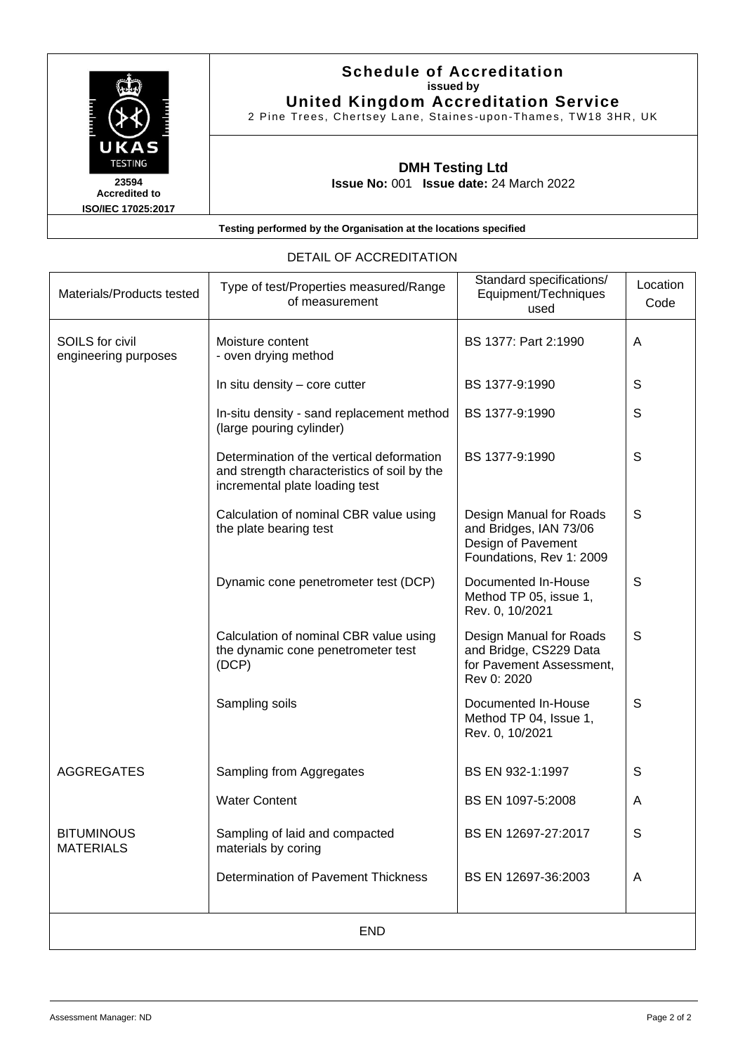# Schedule of Accreditation
**issued by**
**United Kingdom Accreditation Service**
2 Pine Trees, Chertsey Lane, Staines-upon-Thames, TW18 3HR, UK

UKAS TESTING
**23594**
**Accredited to**
**ISO/IEC 17025:2017**

**DMH Testing Ltd**
**Issue No:** 001 **Issue date:** 24 March 2022

**Testing performed by the Organisation at the locations specified**

## DETAIL OF ACCREDITATION

| Materials/Products tested | Type of test/Properties measured/Range of measurement | Standard specifications/ Equipment/Techniques used | Location Code |
|---|---|---|---|
| SOILS for civil engineering purposes | Moisture content - oven drying method | BS 1377: Part 2:1990 | A |
| | In situ density – core cutter | BS 1377-9:1990 | S |
| | In-situ density - sand replacement method (large pouring cylinder) | BS 1377-9:1990 | S |
| | Determination of the vertical deformation and strength characteristics of soil by the incremental plate loading test | BS 1377-9:1990 | S |
| | Calculation of nominal CBR value using the plate bearing test | Design Manual for Roads and Bridges, IAN 73/06 Design of Pavement Foundations, Rev 1: 2009 | S |
| | Dynamic cone penetrometer test (DCP) | Documented In-House Method TP 05, issue 1, Rev. 0, 10/2021 | S |
| | Calculation of nominal CBR value using the dynamic cone penetrometer test (DCP) | Design Manual for Roads and Bridge, CS229 Data for Pavement Assessment, Rev 0: 2020 | S |
| | Sampling soils | Documented In-House Method TP 04, Issue 1, Rev. 0, 10/2021 | S |
| AGGREGATES | Sampling from Aggregates | BS EN 932-1:1997 | S |
| | Water Content | BS EN 1097-5:2008 | A |
| BITUMINOUS MATERIALS | Sampling of laid and compacted materials by coring | BS EN 12697-27:2017 | S |
| | Determination of Pavement Thickness | BS EN 12697-36:2003 | A |

END

Assessment Manager: ND